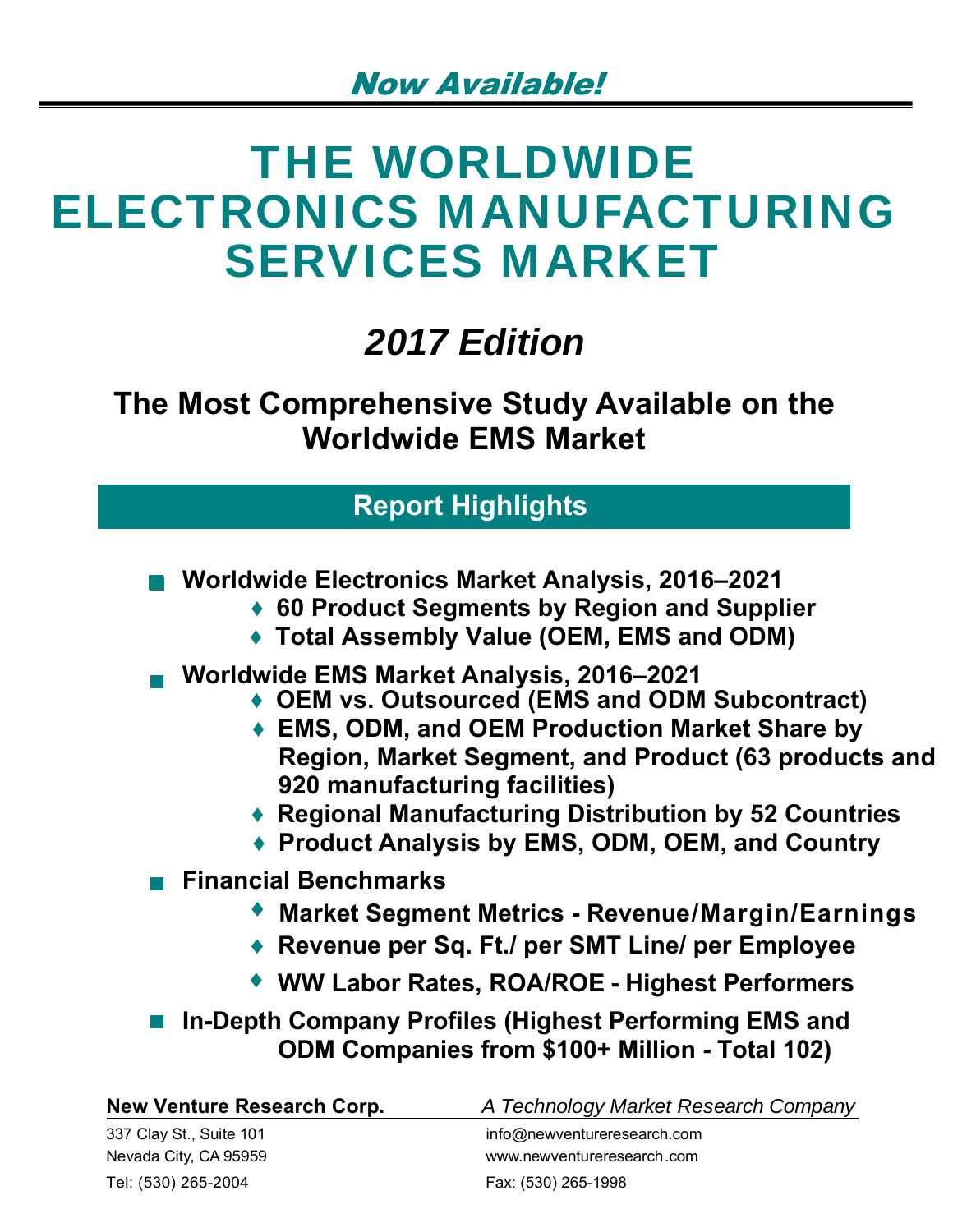*Now Available!*

# THE WORLDWIDE ELECTRONICS MANUFACTURING SERVICES MARKET

## *2017 Edition*

### The Most Comprehensive Study Available on the Worldwide EMS Market

## Report Highlights

- **Worldwide Electronics Market Analysis, 2016–2021**
  - **60 Product Segments by Region and Supplier**
  - **Total Assembly Value (OEM, EMS and ODM)**
- **Worldwide EMS Market Analysis, 2016–2021**
  - **OEM vs. Outsourced (EMS and ODM Subcontract)**
  - **EMS, ODM, and OEM Production Market Share by Region, Market Segment, and Product (63 products and 920 manufacturing facilities)**
  - **Regional Manufacturing Distribution by 52 Countries**
  - **Product Analysis by EMS, ODM, OEM, and Country**
- **Financial Benchmarks**
  - **Market Segment Metrics - Revenue/Margin/Earnings**
  - **Revenue per Sq. Ft./ per SMT Line/ per Employee**
  - **WW Labor Rates, ROA/ROE - Highest Performers**
- **In-Depth Company Profiles (Highest Performing EMS and ODM Companies from $100+ Million - Total 102)**

**New Venture Research Corp.** *A Technology Market Research Company*

337 Clay St., Suite 101
Nevada City, CA 95959
Tel: (530) 265-2004

info@newventureresearch.com
www.newventureresearch.com
Fax: (530) 265-1998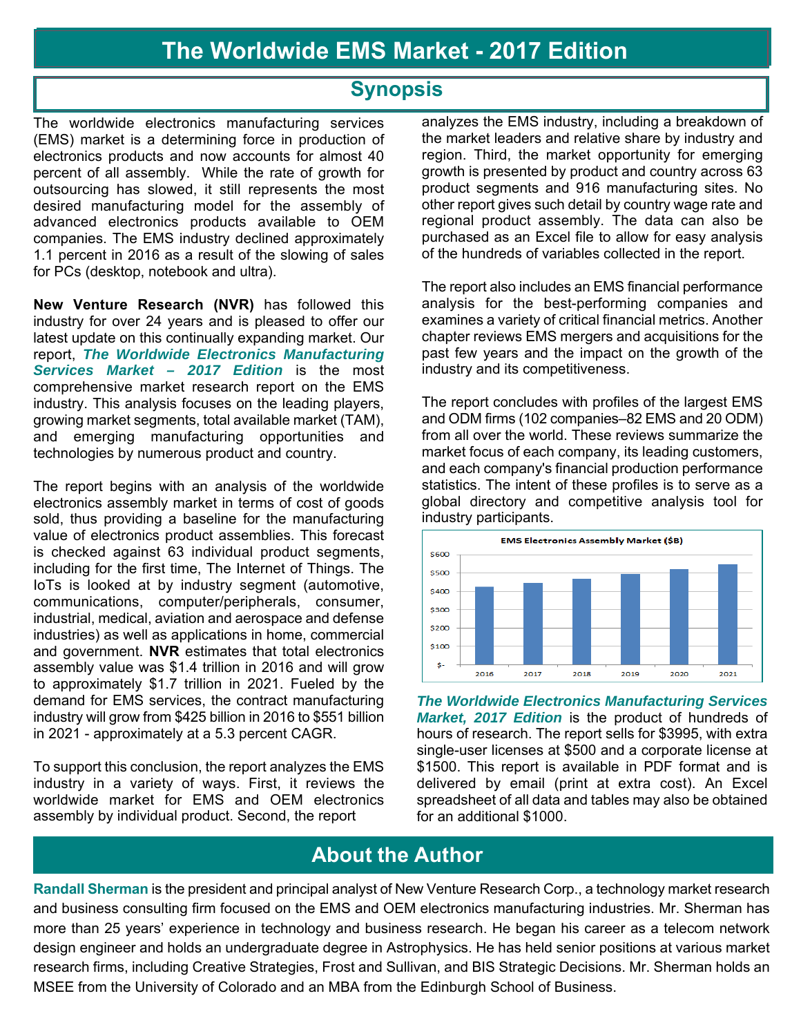# The Worldwide EMS Market - 2017 Edition

## Synopsis

The worldwide electronics manufacturing services (EMS) market is a determining force in production of electronics products and now accounts for almost 40 percent of all assembly. While the rate of growth for outsourcing has slowed, it still represents the most desired manufacturing model for the assembly of advanced electronics products available to OEM companies. The EMS industry declined approximately 1.1 percent in 2016 as a result of the slowing of sales for PCs (desktop, notebook and ultra).

**New Venture Research (NVR)** has followed this industry for over 24 years and is pleased to offer our latest update on this continually expanding market. Our report, ***The Worldwide Electronics Manufacturing Services Market – 2017 Edition*** is the most comprehensive market research report on the EMS industry. This analysis focuses on the leading players, growing market segments, total available market (TAM), and emerging manufacturing opportunities and technologies by numerous product and country.

The report begins with an analysis of the worldwide electronics assembly market in terms of cost of goods sold, thus providing a baseline for the manufacturing value of electronics product assemblies. This forecast is checked against 63 individual product segments, including for the first time, The Internet of Things. The IoTs is looked at by industry segment (automotive, communications, computer/peripherals, consumer, industrial, medical, aviation and aerospace and defense industries) as well as applications in home, commercial and government. **NVR** estimates that total electronics assembly value was $1.4 trillion in 2016 and will grow to approximately $1.7 trillion in 2021. Fueled by the demand for EMS services, the contract manufacturing industry will grow from $425 billion in 2016 to $551 billion in 2021 - approximately at a 5.3 percent CAGR.

To support this conclusion, the report analyzes the EMS industry in a variety of ways. First, it reviews the worldwide market for EMS and OEM electronics assembly by individual product. Second, the report analyzes the EMS industry, including a breakdown of the market leaders and relative share by industry and region. Third, the market opportunity for emerging growth is presented by product and country across 63 product segments and 916 manufacturing sites. No other report gives such detail by country wage rate and regional product assembly. The data can also be purchased as an Excel file to allow for easy analysis of the hundreds of variables collected in the report.

The report also includes an EMS financial performance analysis for the best-performing companies and examines a variety of critical financial metrics. Another chapter reviews EMS mergers and acquisitions for the past few years and the impact on the growth of the industry and its competitiveness.

The report concludes with profiles of the largest EMS and ODM firms (102 companies–82 EMS and 20 ODM) from all over the world. These reviews summarize the market focus of each company, its leading customers, and each company's financial production performance statistics. The intent of these profiles is to serve as a global directory and competitive analysis tool for industry participants.

**EMS Electronics Assembly Market ($B)**

| Year | 2016 | 2017 | 2018 | 2019 | 2020 | 2021 |
|---|---|---|---|---|---|---|
| ($B) | ~425 | ~445 | ~468 | ~493 | ~520 | ~551 |

***The Worldwide Electronics Manufacturing Services Market, 2017 Edition*** is the product of hundreds of hours of research. The report sells for $3995, with extra single-user licenses at $500 and a corporate license at $1500. This report is available in PDF format and is delivered by email (print at extra cost). An Excel spreadsheet of all data and tables may also be obtained for an additional $1000.

## About the Author

**Randall Sherman** is the president and principal analyst of New Venture Research Corp., a technology market research and business consulting firm focused on the EMS and OEM electronics manufacturing industries. Mr. Sherman has more than 25 years' experience in technology and business research. He began his career as a telecom network design engineer and holds an undergraduate degree in Astrophysics. He has held senior positions at various market research firms, including Creative Strategies, Frost and Sullivan, and BIS Strategic Decisions. Mr. Sherman holds an MSEE from the University of Colorado and an MBA from the Edinburgh School of Business.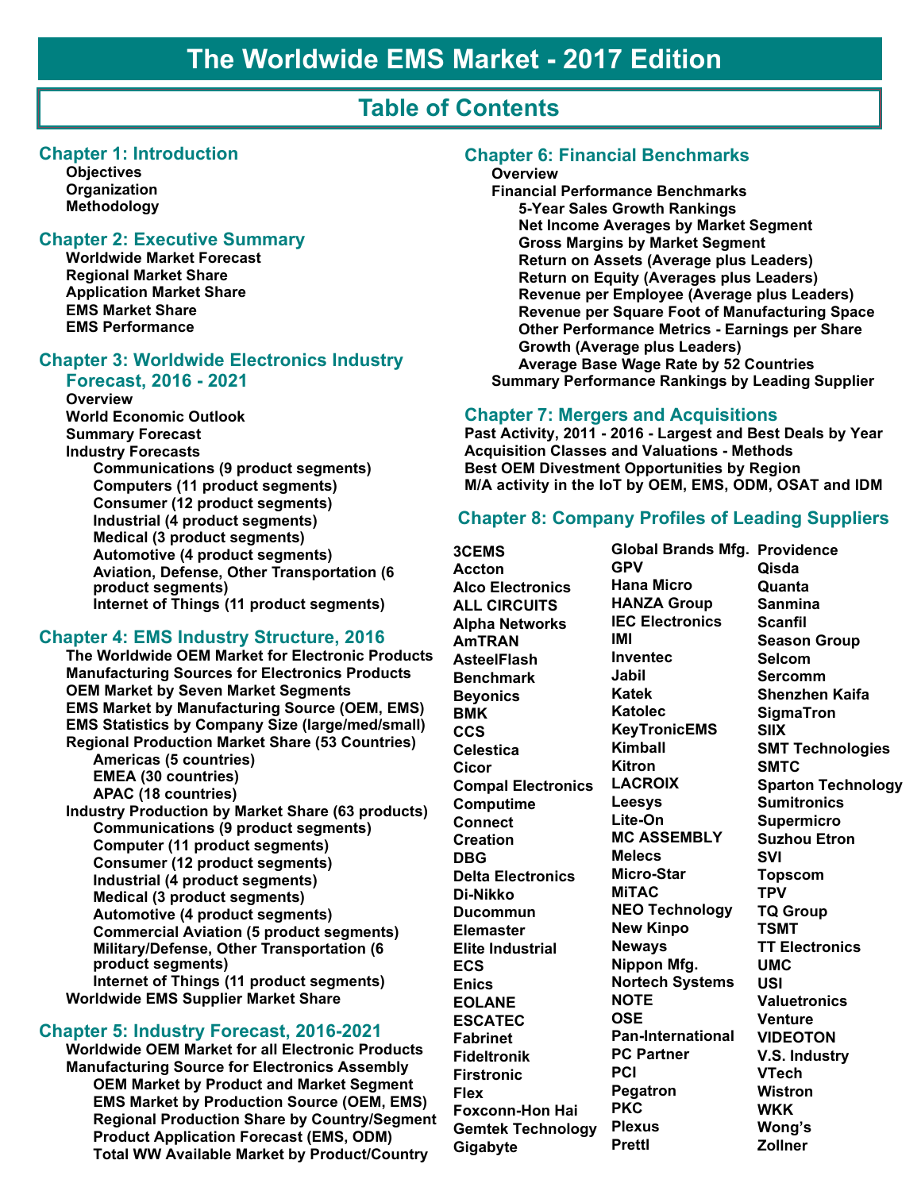# The Worldwide EMS Market - 2017 Edition

## Table of Contents

### Chapter 1: Introduction

- Objectives
- Organization
- Methodology

### Chapter 2: Executive Summary

- Worldwide Market Forecast
- Regional Market Share
- Application Market Share
- EMS Market Share
- EMS Performance

### Chapter 3: Worldwide Electronics Industry Forecast, 2016 - 2021

- Overview
- World Economic Outlook
- Summary Forecast
- Industry Forecasts
  - Communications (9 product segments)
  - Computers (11 product segments)
  - Consumer (12 product segments)
  - Industrial (4 product segments)
  - Medical (3 product segments)
  - Automotive (4 product segments)
  - Aviation, Defense, Other Transportation (6 product segments)
  - Internet of Things (11 product segments)

### Chapter 4: EMS Industry Structure, 2016

- The Worldwide OEM Market for Electronic Products
- Manufacturing Sources for Electronics Products
- OEM Market by Seven Market Segments
- EMS Market by Manufacturing Source (OEM, EMS)
- EMS Statistics by Company Size (large/med/small)
- Regional Production Market Share (53 Countries)
  - Americas (5 countries)
  - EMEA (30 countries)
  - APAC (18 countries)
- Industry Production by Market Share (63 products)
  - Communications (9 product segments)
  - Computer (11 product segments)
  - Consumer (12 product segments)
  - Industrial (4 product segments)
  - Medical (3 product segments)
  - Automotive (4 product segments)
  - Commercial Aviation (5 product segments)
  - Military/Defense, Other Transportation (6 product segments)
  - Internet of Things (11 product segments)
- Worldwide EMS Supplier Market Share

### Chapter 5: Industry Forecast, 2016-2021

- Worldwide OEM Market for all Electronic Products
- Manufacturing Source for Electronics Assembly
  - OEM Market by Product and Market Segment
  - EMS Market by Production Source (OEM, EMS)
  - Regional Production Share by Country/Segment
  - Product Application Forecast (EMS, ODM)
  - Total WW Available Market by Product/Country

### Chapter 6: Financial Benchmarks

- Overview
- Financial Performance Benchmarks
  - 5-Year Sales Growth Rankings
  - Net Income Averages by Market Segment
  - Gross Margins by Market Segment
  - Return on Assets (Average plus Leaders)
  - Return on Equity (Averages plus Leaders)
  - Revenue per Employee (Average plus Leaders)
  - Revenue per Square Foot of Manufacturing Space
  - Other Performance Metrics - Earnings per Share Growth (Average plus Leaders)
  - Average Base Wage Rate by 52 Countries
- Summary Performance Rankings by Leading Supplier

### Chapter 7: Mergers and Acquisitions

- Past Activity, 2011 - 2016 - Largest and Best Deals by Year
- Acquisition Classes and Valuations - Methods
- Best OEM Divestment Opportunities by Region
- M/A activity in the IoT by OEM, EMS, ODM, OSAT and IDM

### Chapter 8: Company Profiles of Leading Suppliers

3CEMS
Accton
Alco Electronics
ALL CIRCUITS
Alpha Networks
AmTRAN
AsteelFlash
Benchmark
Beyonics
BMK
CCS
Celestica
Cicor
Compal Electronics
Computime
Connect
Creation
DBG
Delta Electronics
Di-Nikko
Ducommun
Elemaster
Elite Industrial
ECS
Enics
EOLANE
ESCATEC
Fabrinet
Fideltronik
Firstronic
Flex
Foxconn-Hon Hai
Gemtek Technology
Gigabyte
Global Brands Mfg.
GPV
Hana Micro
HANZA Group
IEC Electronics
IMI
Inventec
Jabil
Katek
Katolec
KeyTronicEMS
Kimball
Kitron
LACROIX
Leesys
Lite-On
MC ASSEMBLY
Melecs
Micro-Star
MiTAC
NEO Technology
New Kinpo
Neways
Nippon Mfg.
Nortech Systems
NOTE
OSE
Pan-International
PC Partner
PCI
Pegatron
PKC
Plexus
Prettl
Providence
Qisda
Quanta
Sanmina
Scanfil
Season Group
Selcom
Sercomm
Shenzhen Kaifa
SigmaTron
SIIX
SMT Technologies
SMTC
Sparton Technology
Sumitronics
Supermicro
Suzhou Etron
SVI
Topscom
TPV
TQ Group
TSMT
TT Electronics
UMC
USI
Valuetronics
Venture
VIDEOTON
V.S. Industry
VTech
Wistron
WKK
Wong's
Zollner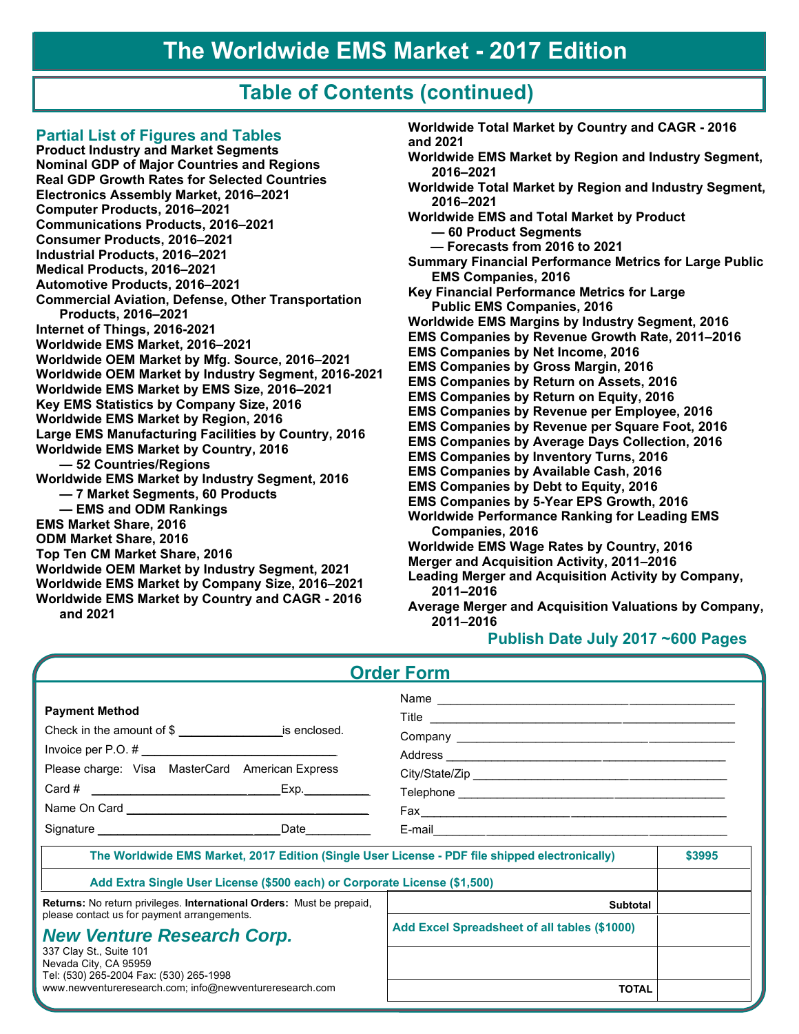# The Worldwide EMS Market - 2017 Edition

## Table of Contents (continued)

### Partial List of Figures and Tables

**Product Industry and Market Segments**
**Nominal GDP of Major Countries and Regions**
**Real GDP Growth Rates for Selected Countries**
**Electronics Assembly Market, 2016–2021**
**Computer Products, 2016–2021**
**Communications Products, 2016–2021**
**Consumer Products, 2016–2021**
**Industrial Products, 2016–2021**
**Medical Products, 2016–2021**
**Automotive Products, 2016–2021**
**Commercial Aviation, Defense, Other Transportation Products, 2016–2021**
**Internet of Things, 2016-2021**
**Worldwide EMS Market, 2016–2021**
**Worldwide OEM Market by Mfg. Source, 2016–2021**
**Worldwide OEM Market by Industry Segment, 2016-2021**
**Worldwide EMS Market by EMS Size, 2016–2021**
**Key EMS Statistics by Company Size, 2016**
**Worldwide EMS Market by Region, 2016**
**Large EMS Manufacturing Facilities by Country, 2016**
**Worldwide EMS Market by Country, 2016**
**— 52 Countries/Regions**
**Worldwide EMS Market by Industry Segment, 2016**
**— 7 Market Segments, 60 Products**
**— EMS and ODM Rankings**
**EMS Market Share, 2016**
**ODM Market Share, 2016**
**Top Ten CM Market Share, 2016**
**Worldwide OEM Market by Industry Segment, 2021**
**Worldwide EMS Market by Company Size, 2016–2021**
**Worldwide EMS Market by Country and CAGR - 2016 and 2021**
**Worldwide Total Market by Country and CAGR - 2016 and 2021**
**Worldwide EMS Market by Region and Industry Segment, 2016–2021**
**Worldwide Total Market by Region and Industry Segment, 2016–2021**
**Worldwide EMS and Total Market by Product**
**— 60 Product Segments**
**— Forecasts from 2016 to 2021**
**Summary Financial Performance Metrics for Large Public EMS Companies, 2016**
**Key Financial Performance Metrics for Large Public EMS Companies, 2016**
**Worldwide EMS Margins by Industry Segment, 2016**
**EMS Companies by Revenue Growth Rate, 2011–2016**
**EMS Companies by Net Income, 2016**
**EMS Companies by Gross Margin, 2016**
**EMS Companies by Return on Assets, 2016**
**EMS Companies by Return on Equity, 2016**
**EMS Companies by Revenue per Employee, 2016**
**EMS Companies by Revenue per Square Foot, 2016**
**EMS Companies by Average Days Collection, 2016**
**EMS Companies by Inventory Turns, 2016**
**EMS Companies by Available Cash, 2016**
**EMS Companies by Debt to Equity, 2016**
**EMS Companies by 5-Year EPS Growth, 2016**
**Worldwide Performance Ranking for Leading EMS Companies, 2016**
**Worldwide EMS Wage Rates by Country, 2016**
**Merger and Acquisition Activity, 2011–2016**
**Leading Merger and Acquisition Activity by Company, 2011–2016**
**Average Merger and Acquisition Valuations by Company, 2011–2016**

**Publish Date July 2017 ~600 Pages**

## Order Form

**Payment Method**

Check in the amount of $ ________________ is enclosed.

Invoice per P.O. # ______________________________

Please charge: Visa MasterCard American Express

Card # ______________________________ Exp. __________

Name On Card ______________________________

Signature ______________________________ Date __________

Name ______________________________

Title ______________________________

Company ______________________________

Address ______________________________

City/State/Zip ______________________________

Telephone ______________________________

Fax ______________________________

E-mail ______________________________

| | |
|---|---|
| **The Worldwide EMS Market, 2017 Edition (Single User License - PDF file shipped electronically)** | **$3995** |
| **Add Extra Single User License ($500 each) or Corporate License ($1,500)** | |
| **Subtotal** | |
| **Add Excel Spreadsheet of all tables ($1000)** | |
| | |
| **TOTAL** | |

**Returns:** No return privileges. **International Orders:** Must be prepaid, please contact us for payment arrangements.

***New Venture Research Corp.***
337 Clay St., Suite 101
Nevada City, CA 95959
Tel: (530) 265-2004 Fax: (530) 265-1998
www.newventureresearch.com; info@newventureresearch.com